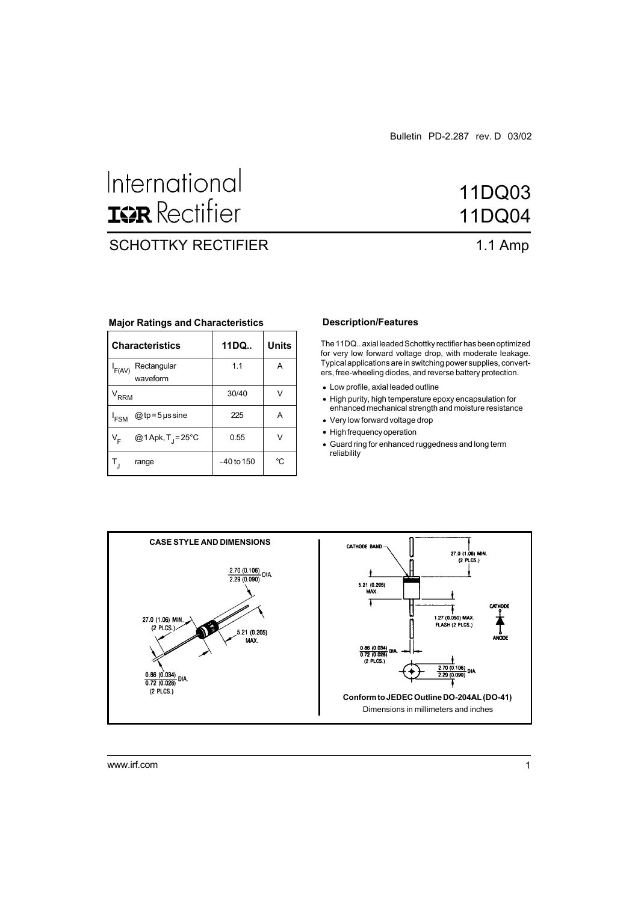Bulletin PD-2.287 rev. D 03/02

# International IOR Rectifier

# 11DQ03
# 11DQ04

## SCHOTTKY RECTIFIER

1.1 Amp

### Major Ratings and Characteristics

| Characteristics | 11DQ.. | Units |
|---|---|---|
| $I_{F(AV)}$ Rectangular waveform | 1.1 | A |
| $V_{RRM}$ | 30/40 | V |
| $I_{FSM}$ @ tp = 5 μs sine | 225 | A |
| $V_F$ @ 1 Apk, $T_J$ = 25°C | 0.55 | V |
| $T_J$ range | -40 to 150 | °C |

### Description/Features

The 11DQ.. axial leaded Schottky rectifier has been optimized for very low forward voltage drop, with moderate leakage. Typical applications are in switching power supplies, converters, free-wheeling diodes, and reverse battery protection.

- Low profile, axial leaded outline
- High purity, high temperature epoxy encapsulation for enhanced mechanical strength and moisture resistance
- Very low forward voltage drop
- High frequency operation
- Guard ring for enhanced ruggedness and long term reliability

### CASE STYLE AND DIMENSIONS

2.70 (0.106) / 2.29 (0.090) DIA.

27.0 (1.06) MIN. (2 PLCS.)

5.21 (0.205) MAX.

0.86 (0.034) / 0.72 (0.028) DIA. (2 PLCS.)

CATHODE BAND

1.27 (0.050) MAX. FLASH (2 PLCS.)

CATHODE

ANODE

**Conform to JEDEC Outline DO-204AL (DO-41)**

Dimensions in millimeters and inches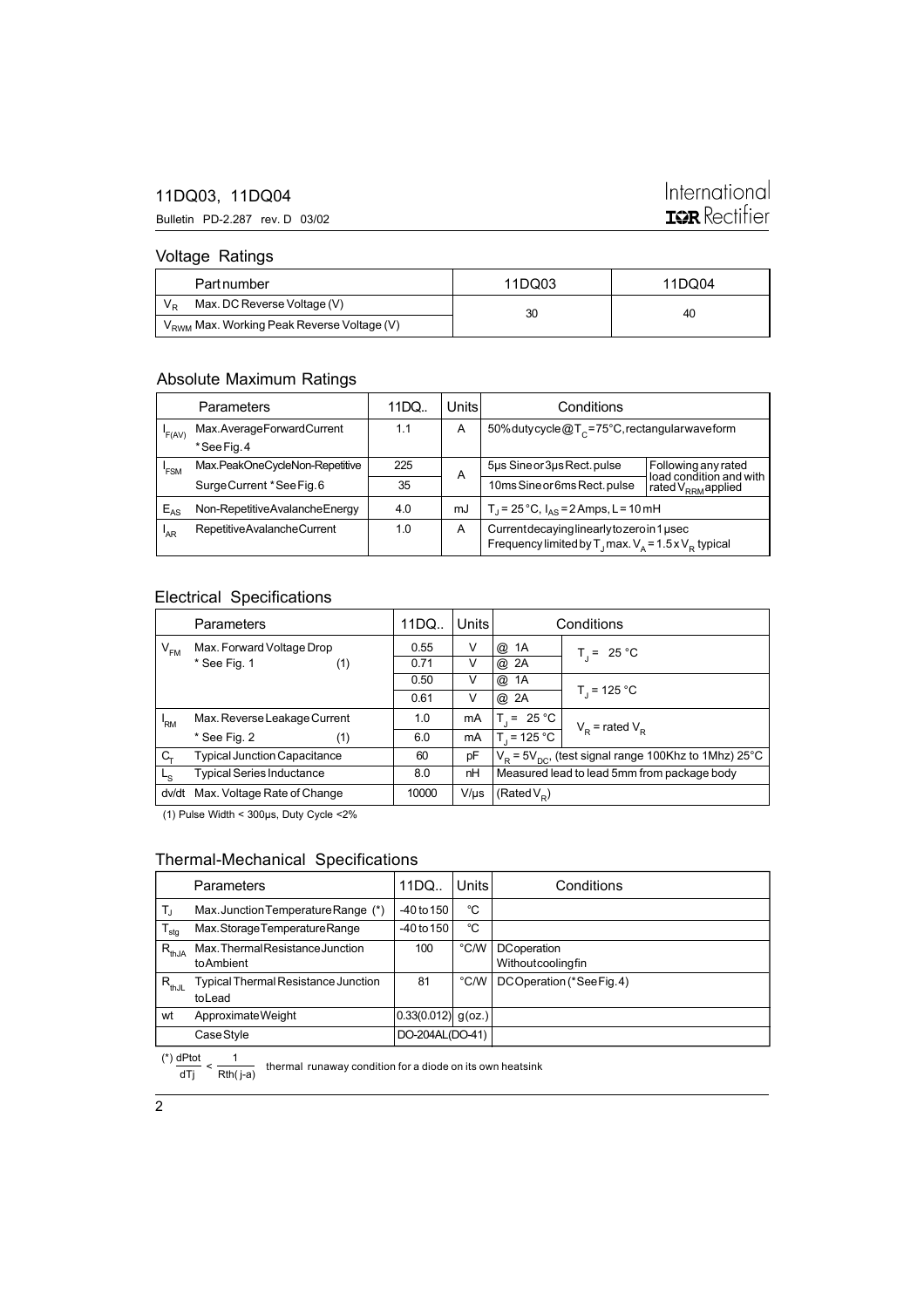## Voltage Ratings

| Part number | 11DQ03 | 11DQ04 |
|---|---|---|
| $V_R$ Max. DC Reverse Voltage (V) | 30 | 40 |
| $V_{RWM}$ Max. Working Peak Reverse Voltage (V) | | |

## Absolute Maximum Ratings

| | Parameters | 11DQ.. | Units | Conditions | |
|---|---|---|---|---|---|
| $I_{F(AV)}$ | Max. Average Forward Current * See Fig. 4 | 1.1 | A | 50% duty cycle @ $T_C$ = 75°C, rectangular waveform | |
| $I_{FSM}$ | Max. Peak One Cycle Non-Repetitive | 225 | A | 5µs Sine or 3µs Rect. pulse | Following any rated load condition and with rated $V_{RRM}$ applied |
| | Surge Current * See Fig. 6 | 35 | | 10ms Sine or 6ms Rect. pulse | |
| $E_{AS}$ | Non-Repetitive Avalanche Energy | 4.0 | mJ | $T_J$ = 25 °C, $I_{AS}$ = 2 Amps, L = 10 mH | |
| $I_{AR}$ | Repetitive Avalanche Current | 1.0 | A | Current decaying linearly to zero in 1 µsec Frequency limited by $T_J$ max. $V_A$ = 1.5 x $V_R$ typical | |

## Electrical Specifications

| | Parameters | 11DQ.. | Units | Conditions | |
|---|---|---|---|---|---|
| $V_{FM}$ | Max. Forward Voltage Drop | 0.55 | V | @ 1A | $T_J$ = 25 °C |
| | * See Fig. 1 (1) | 0.71 | V | @ 2A | |
| | | 0.50 | V | @ 1A | $T_J$ = 125 °C |
| | | 0.61 | V | @ 2A | |
| $I_{RM}$ | Max. Reverse Leakage Current | 1.0 | mA | $T_J$ = 25 °C | $V_R$ = rated $V_R$ |
| | * See Fig. 2 (1) | 6.0 | mA | $T_J$ = 125 °C | |
| $C_T$ | Typical Junction Capacitance | 60 | pF | $V_R$ = 5$V_{DC}$, (test signal range 100Khz to 1Mhz) 25°C | |
| $L_S$ | Typical Series Inductance | 8.0 | nH | Measured lead to lead 5mm from package body | |
| dv/dt | Max. Voltage Rate of Change | 10000 | V/µs | (Rated $V_R$) | |

(1) Pulse Width < 300µs, Duty Cycle <2%

## Thermal-Mechanical Specifications

| | Parameters | 11DQ.. | Units | Conditions |
|---|---|---|---|---|
| $T_J$ | Max. Junction Temperature Range (*) | -40 to 150 | °C | |
| $T_{stg}$ | Max. Storage Temperature Range | -40 to 150 | °C | |
| $R_{thJA}$ | Max. Thermal Resistance Junction to Ambient | 100 | °C/W | DC operation Without cooling fin |
| $R_{thJL}$ | Typical Thermal Resistance Junction to Lead | 81 | °C/W | DC Operation (* See Fig. 4) |
| wt | Approximate Weight | 0.33(0.012) | g(oz.) | |
| | Case Style | DO-204AL(DO-41) | | |

(*) $\frac{dPtot}{dTj} < \frac{1}{Rth(j\text{-}a)}$ thermal runaway condition for a diode on its own heatsink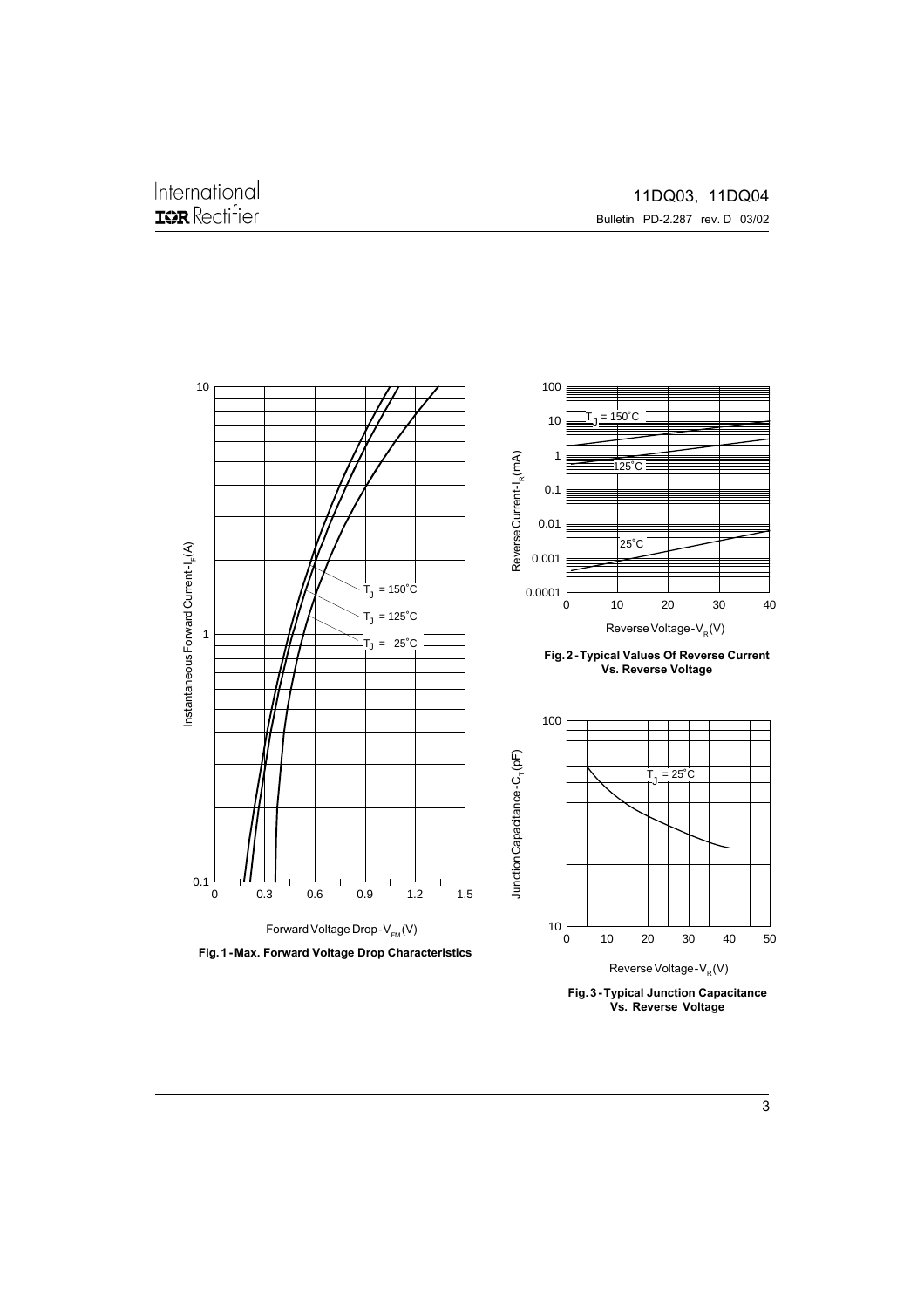Instantaneous Forward Current - $I_F$ (A)

Forward Voltage Drop - $V_{FM}$ (V)

$T_J$ = 150°C

$T_J$ = 125°C

$T_J$ = 25°C

Fig. 1 - Max. Forward Voltage Drop Characteristics

Reverse Current - $I_R$ (mA)

Reverse Voltage - $V_R$ (V)

$T_J$ = 150°C

125°C

25°C

Fig. 2 - Typical Values Of Reverse Current Vs. Reverse Voltage

Junction Capacitance - $C_T$ (pF)

Reverse Voltage - $V_R$ (V)

$T_J$ = 25°C

Fig. 3 - Typical Junction Capacitance Vs. Reverse Voltage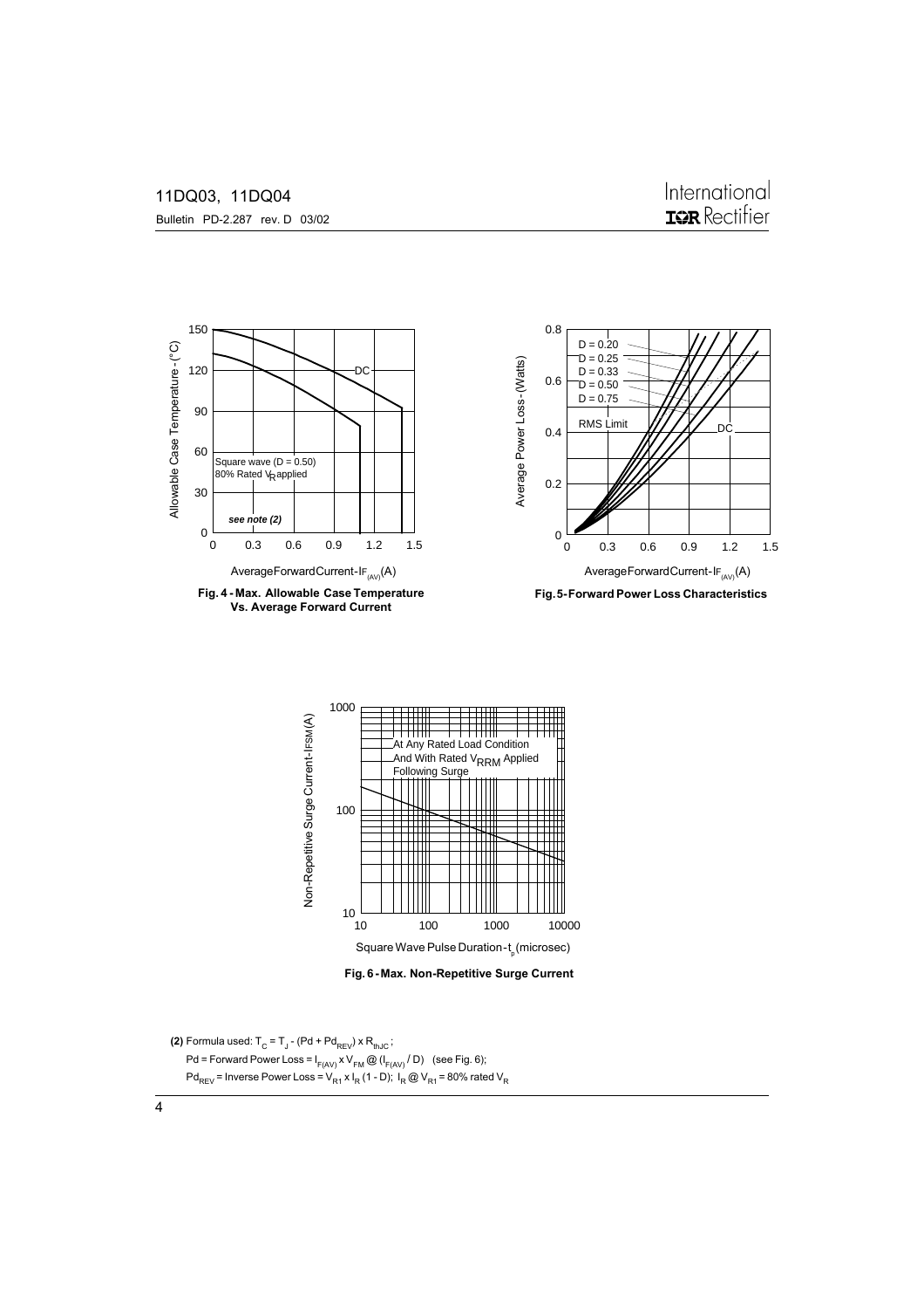Fig. 4 - Max. Allowable Case Temperature Vs. Average Forward Current

Fig. 5 - Forward Power Loss Characteristics

Fig. 6 - Max. Non-Repetitive Surge Current

**(2)** Formula used: $T_C = T_J - (Pd + Pd_{REV}) \times R_{thJC}$;

$Pd$ = Forward Power Loss = $I_{F(AV)} \times V_{FM} @ (I_{F(AV)} / D)$ (see Fig. 6);

$Pd_{REV}$ = Inverse Power Loss = $V_{R1} \times I_R (1 - D)$; $I_R @ V_{R1}$ = 80% rated $V_R$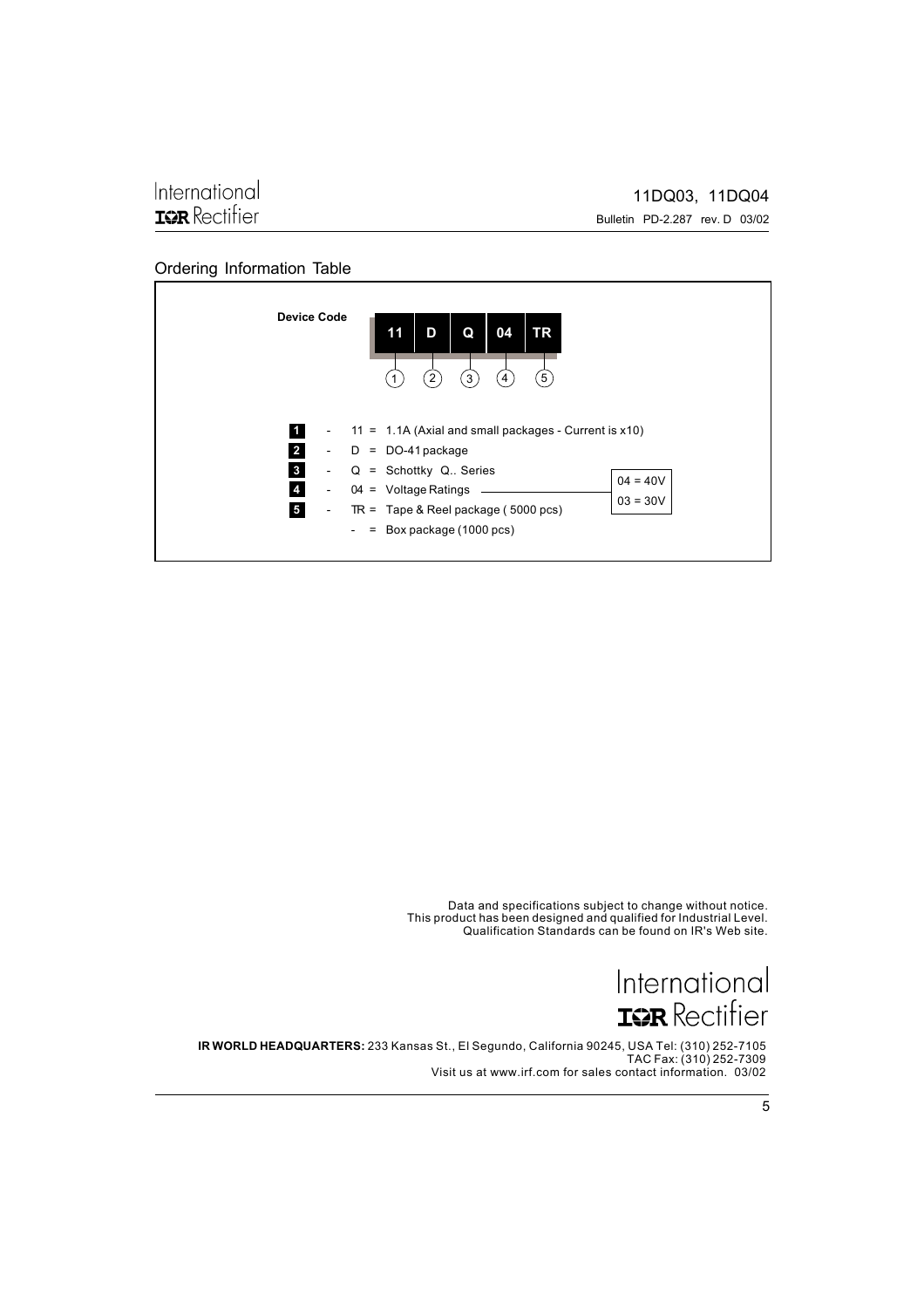## Ordering Information Table

**Device Code**

| 11 | D | Q | 04 | TR |
|---|---|---|---|---|
| 1 | 2 | 3 | 4 | 5 |

1 - 11 = 1.1A (Axial and small packages - Current is x10)

2 - D = DO-41 package

3 - Q = Schottky Q.. Series

4 - 04 = Voltage Ratings — 04 = 40V, 03 = 30V

5 - TR = Tape & Reel package ( 5000 pcs)

- = Box package (1000 pcs)

Data and specifications subject to change without notice.
This product has been designed and qualified for Industrial Level.
Qualification Standards can be found on IR's Web site.

International
IOR Rectifier

**IR WORLD HEADQUARTERS:** 233 Kansas St., El Segundo, California 90245, USA Tel: (310) 252-7105
TAC Fax: (310) 252-7309
Visit us at www.irf.com for sales contact information. 03/02